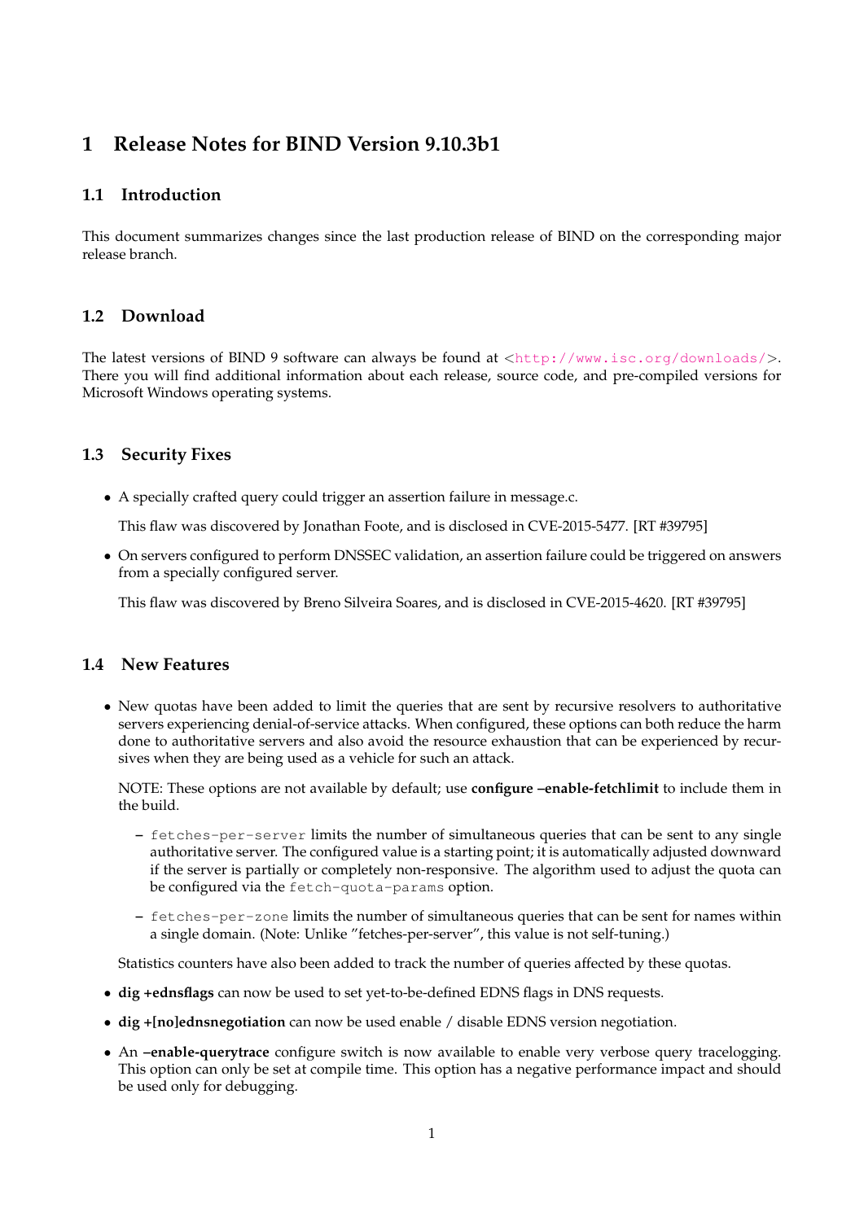# 1 Release Notes for BIND Version 9.10.3b1

## 1.1 Introduction

This document summarizes changes since the last production release of BIND on the corresponding major release branch.

## 1.2 Download

The latest versions of BIND 9 software can always be found at <http://www.isc.org/downloads/>. There you will find additional information about each release, source code, and pre-compiled versions for Microsoft Windows operating systems.

## 1.3 Security Fixes

- A specially crafted query could trigger an assertion failure in message.c.

  This flaw was discovered by Jonathan Foote, and is disclosed in CVE-2015-5477. [RT #39795]

- On servers configured to perform DNSSEC validation, an assertion failure could be triggered on answers from a specially configured server.

  This flaw was discovered by Breno Silveira Soares, and is disclosed in CVE-2015-4620. [RT #39795]

## 1.4 New Features

- New quotas have been added to limit the queries that are sent by recursive resolvers to authoritative servers experiencing denial-of-service attacks. When configured, these options can both reduce the harm done to authoritative servers and also avoid the resource exhaustion that can be experienced by recursives when they are being used as a vehicle for such an attack.

  NOTE: These options are not available by default; use **configure –enable-fetchlimit** to include them in the build.

  - `fetches-per-server` limits the number of simultaneous queries that can be sent to any single authoritative server. The configured value is a starting point; it is automatically adjusted downward if the server is partially or completely non-responsive. The algorithm used to adjust the quota can be configured via the `fetch-quota-params` option.
  - `fetches-per-zone` limits the number of simultaneous queries that can be sent for names within a single domain. (Note: Unlike "fetches-per-server", this value is not self-tuning.)

  Statistics counters have also been added to track the number of queries affected by these quotas.

- **dig +ednsflags** can now be used to set yet-to-be-defined EDNS flags in DNS requests.
- **dig +[no]ednsnegotiation** can now be used enable / disable EDNS version negotiation.
- An **–enable-querytrace** configure switch is now available to enable very verbose query tracelogging. This option can only be set at compile time. This option has a negative performance impact and should be used only for debugging.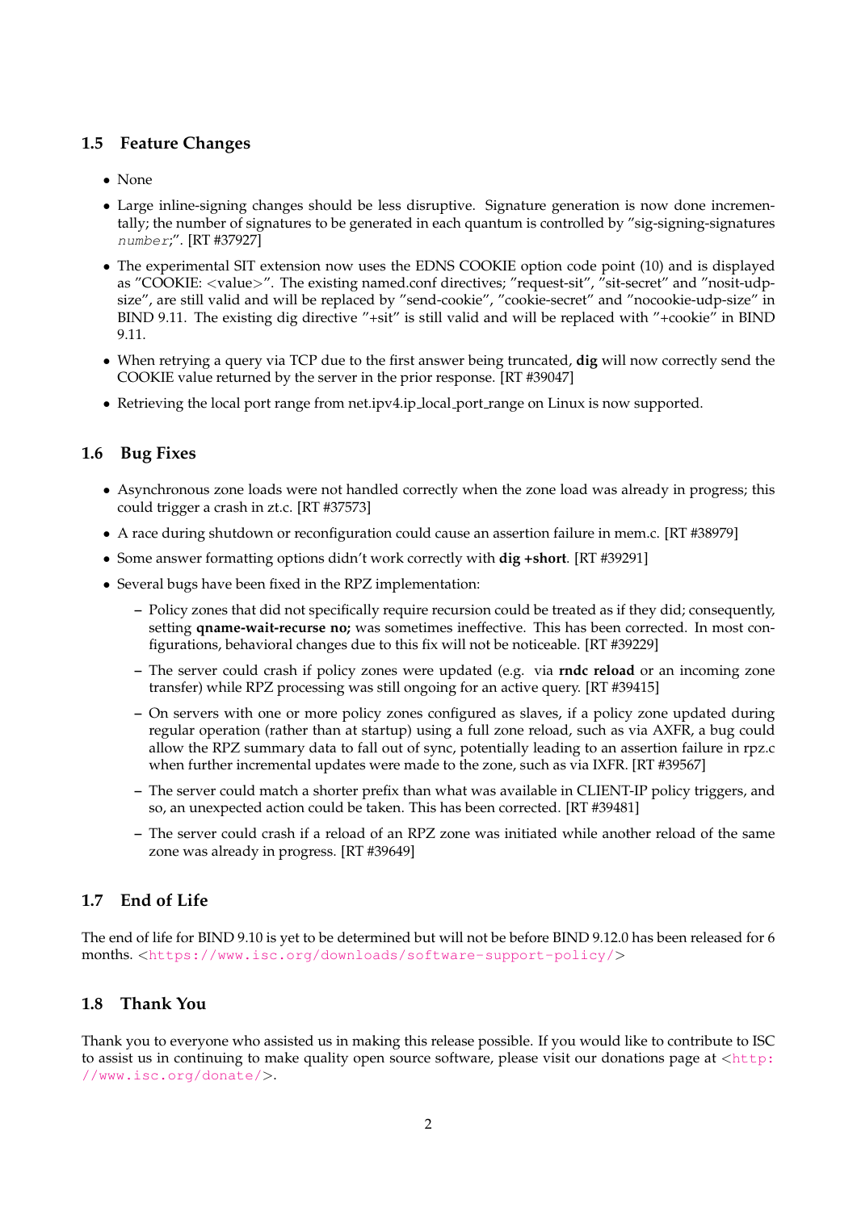## 1.5 Feature Changes

- None
- Large inline-signing changes should be less disruptive. Signature generation is now done incrementally; the number of signatures to be generated in each quantum is controlled by "sig-signing-signatures *number*;". [RT #37927]
- The experimental SIT extension now uses the EDNS COOKIE option code point (10) and is displayed as "COOKIE: <value>". The existing named.conf directives; "request-sit", "sit-secret" and "nosit-udp-size", are still valid and will be replaced by "send-cookie", "cookie-secret" and "nocookie-udp-size" in BIND 9.11. The existing dig directive "+sit" is still valid and will be replaced with "+cookie" in BIND 9.11.
- When retrying a query via TCP due to the first answer being truncated, **dig** will now correctly send the COOKIE value returned by the server in the prior response. [RT #39047]
- Retrieving the local port range from net.ipv4.ip_local_port_range on Linux is now supported.

## 1.6 Bug Fixes

- Asynchronous zone loads were not handled correctly when the zone load was already in progress; this could trigger a crash in zt.c. [RT #37573]
- A race during shutdown or reconfiguration could cause an assertion failure in mem.c. [RT #38979]
- Some answer formatting options didn't work correctly with **dig +short**. [RT #39291]
- Several bugs have been fixed in the RPZ implementation:
  - Policy zones that did not specifically require recursion could be treated as if they did; consequently, setting **qname-wait-recurse no;** was sometimes ineffective. This has been corrected. In most configurations, behavioral changes due to this fix will not be noticeable. [RT #39229]
  - The server could crash if policy zones were updated (e.g. via **rndc reload** or an incoming zone transfer) while RPZ processing was still ongoing for an active query. [RT #39415]
  - On servers with one or more policy zones configured as slaves, if a policy zone updated during regular operation (rather than at startup) using a full zone reload, such as via AXFR, a bug could allow the RPZ summary data to fall out of sync, potentially leading to an assertion failure in rpz.c when further incremental updates were made to the zone, such as via IXFR. [RT #39567]
  - The server could match a shorter prefix than what was available in CLIENT-IP policy triggers, and so, an unexpected action could be taken. This has been corrected. [RT #39481]
  - The server could crash if a reload of an RPZ zone was initiated while another reload of the same zone was already in progress. [RT #39649]

## 1.7 End of Life

The end of life for BIND 9.10 is yet to be determined but will not be before BIND 9.12.0 has been released for 6 months. <https://www.isc.org/downloads/software-support-policy/>

## 1.8 Thank You

Thank you to everyone who assisted us in making this release possible. If you would like to contribute to ISC to assist us in continuing to make quality open source software, please visit our donations page at <http://www.isc.org/donate/>.